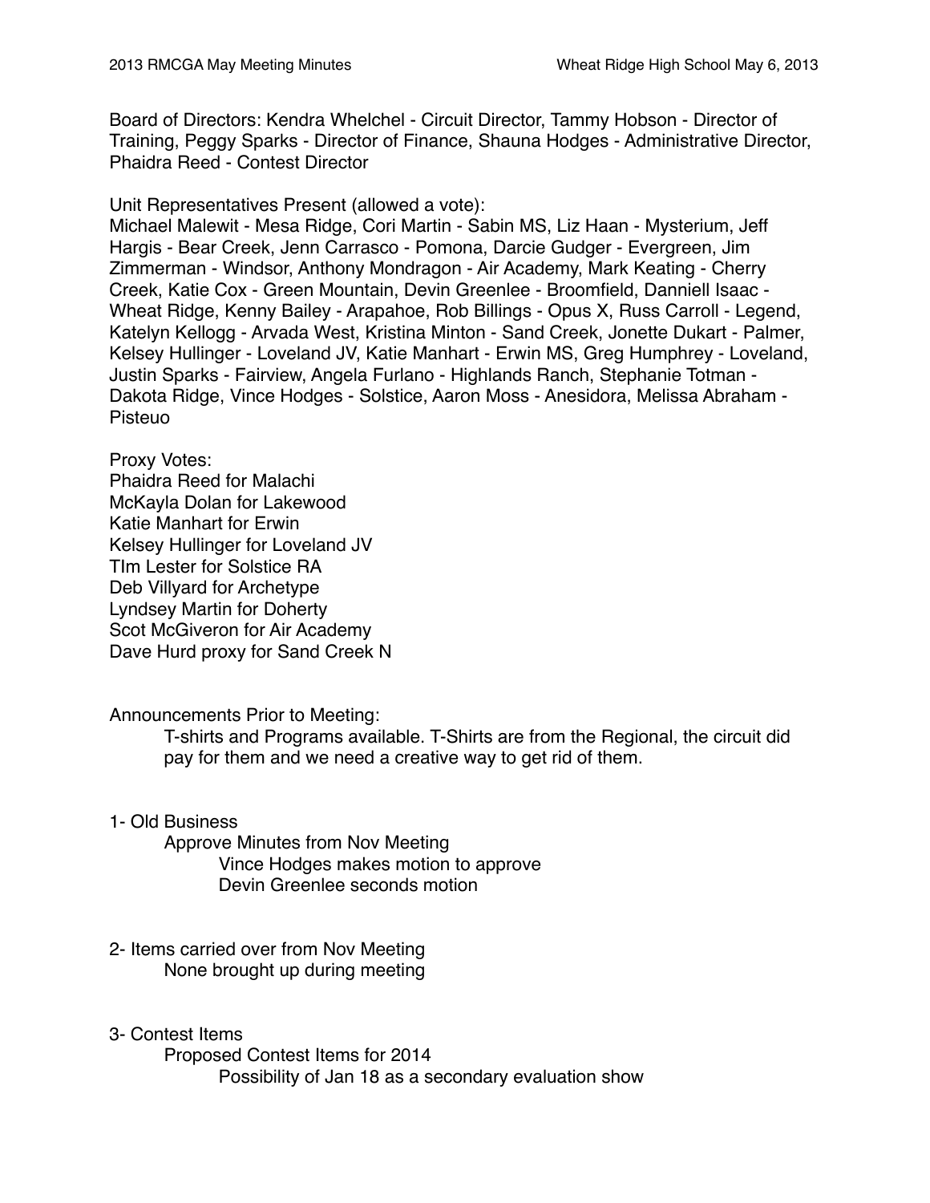Board of Directors: Kendra Whelchel - Circuit Director, Tammy Hobson - Director of Training, Peggy Sparks - Director of Finance, Shauna Hodges - Administrative Director, Phaidra Reed - Contest Director

Unit Representatives Present (allowed a vote):
Michael Malewit - Mesa Ridge, Cori Martin - Sabin MS, Liz Haan - Mysterium, Jeff Hargis - Bear Creek, Jenn Carrasco - Pomona, Darcie Gudger - Evergreen, Jim Zimmerman - Windsor, Anthony Mondragon - Air Academy, Mark Keating - Cherry Creek, Katie Cox - Green Mountain, Devin Greenlee - Broomfield, Danniell Isaac - Wheat Ridge, Kenny Bailey - Arapahoe, Rob Billings - Opus X, Russ Carroll - Legend, Katelyn Kellogg - Arvada West, Kristina Minton - Sand Creek, Jonette Dukart - Palmer, Kelsey Hullinger - Loveland JV, Katie Manhart - Erwin MS, Greg Humphrey - Loveland, Justin Sparks - Fairview, Angela Furlano - Highlands Ranch, Stephanie Totman - Dakota Ridge, Vince Hodges - Solstice, Aaron Moss - Anesidora, Melissa Abraham - Pisteuo

Proxy Votes:
Phaidra Reed for Malachi
McKayla Dolan for Lakewood
Katie Manhart for Erwin
Kelsey Hullinger for Loveland JV
TIm Lester for Solstice RA
Deb Villyard for Archetype
Lyndsey Martin for Doherty
Scot McGiveron for Air Academy
Dave Hurd proxy for Sand Creek N

Announcements Prior to Meeting:

- T-shirts and Programs available. T-Shirts are from the Regional, the circuit did pay for them and we need a creative way to get rid of them.

1- Old Business

- Approve Minutes from Nov Meeting
  - Vince Hodges makes motion to approve
  - Devin Greenlee seconds motion

2- Items carried over from Nov Meeting

- None brought up during meeting

3- Contest Items

- Proposed Contest Items for 2014
  - Possibility of Jan 18 as a secondary evaluation show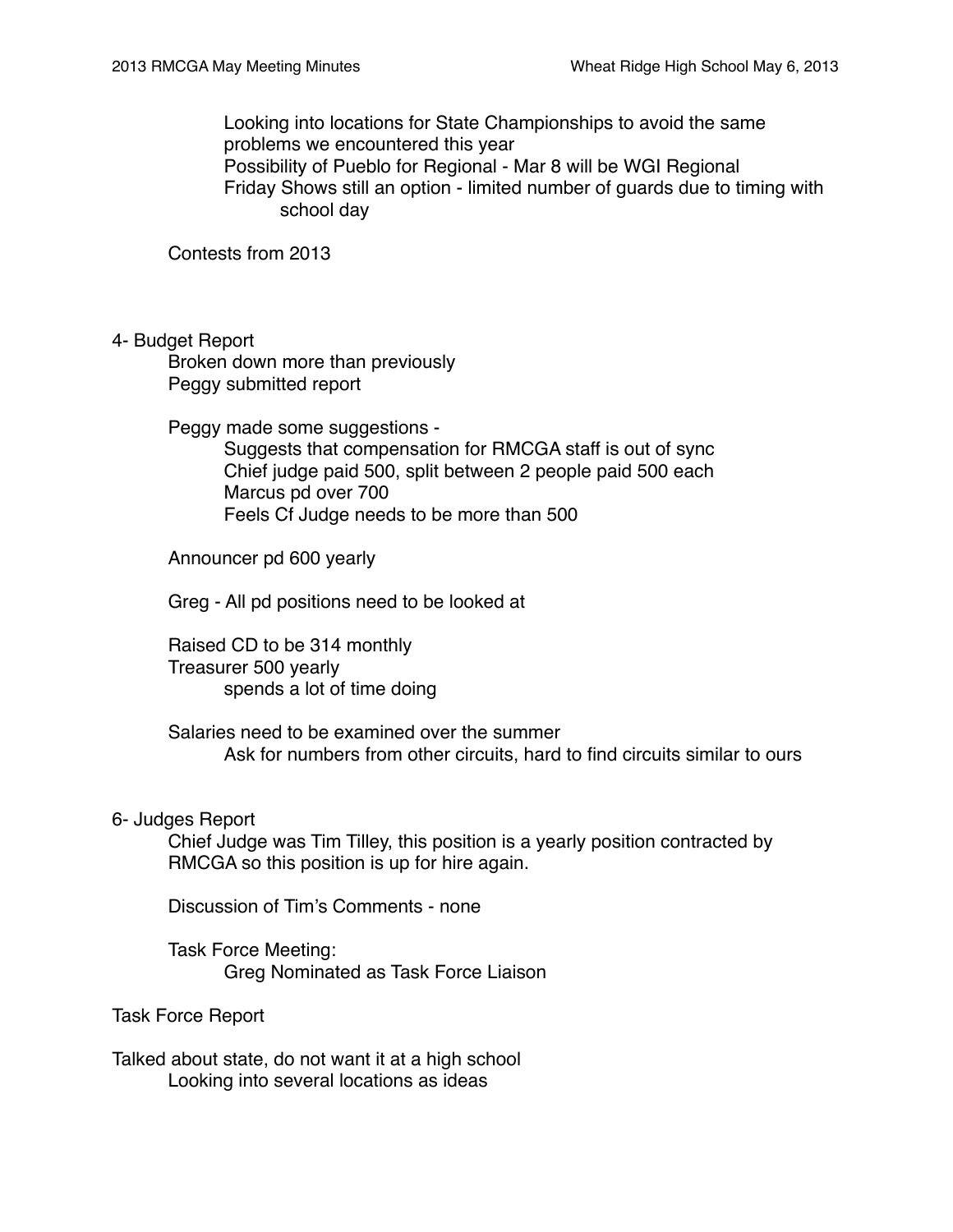Looking into locations for State Championships to avoid the same problems we encountered this year

Possibility of Pueblo for Regional - Mar 8 will be WGI Regional

Friday Shows still an option - limited number of guards due to timing with school day

Contests from 2013

4- Budget Report

Broken down more than previously

Peggy submitted report

Peggy made some suggestions -

- Suggests that compensation for RMCGA staff is out of sync
- Chief judge paid 500, split between 2 people paid 500 each
- Marcus pd over 700
- Feels Cf Judge needs to be more than 500

Announcer pd 600 yearly

Greg - All pd positions need to be looked at

Raised CD to be 314 monthly

Treasurer 500 yearly

- spends a lot of time doing

Salaries need to be examined over the summer

- Ask for numbers from other circuits, hard to find circuits similar to ours

6- Judges Report

Chief Judge was Tim Tilley, this position is a yearly position contracted by RMCGA so this position is up for hire again.

Discussion of Tim's Comments - none

Task Force Meeting:

- Greg Nominated as Task Force Liaison

Task Force Report

Talked about state, do not want it at a high school

Looking into several locations as ideas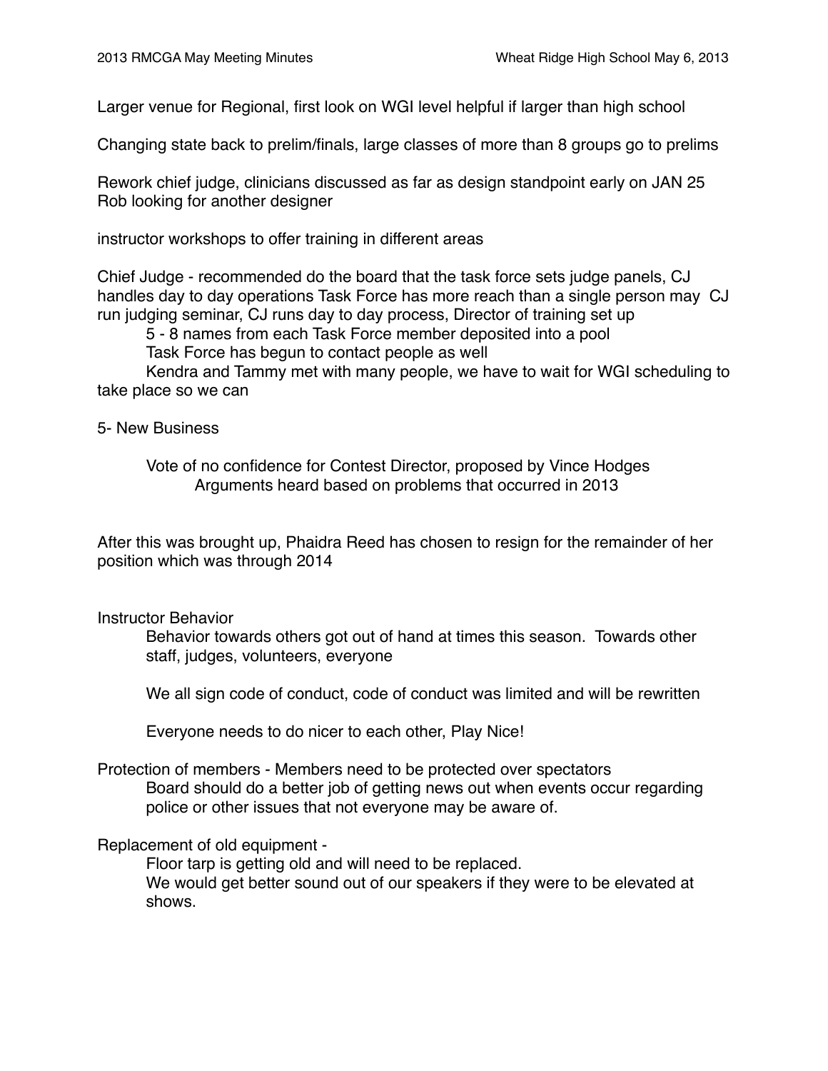Larger venue for Regional, first look on WGI level helpful if larger than high school

Changing state back to prelim/finals, large classes of more than 8 groups go to prelims

Rework chief judge, clinicians discussed as far as design standpoint early on JAN 25
Rob looking for another designer

instructor workshops to offer training in different areas

Chief Judge - recommended do the board that the task force sets judge panels, CJ handles day to day operations Task Force has more reach than a single person may CJ run judging seminar, CJ runs day to day process, Director of training set up

- 5 - 8 names from each Task Force member deposited into a pool
- Task Force has begun to contact people as well
- Kendra and Tammy met with many people, we have to wait for WGI scheduling to take place so we can

5- New Business

- Vote of no confidence for Contest Director, proposed by Vince Hodges
  - Arguments heard based on problems that occurred in 2013

After this was brought up, Phaidra Reed has chosen to resign for the remainder of her position which was through 2014

Instructor Behavior

- Behavior towards others got out of hand at times this season. Towards other staff, judges, volunteers, everyone
- We all sign code of conduct, code of conduct was limited and will be rewritten
- Everyone needs to do nicer to each other, Play Nice!

Protection of members - Members need to be protected over spectators

- Board should do a better job of getting news out when events occur regarding police or other issues that not everyone may be aware of.

Replacement of old equipment -

- Floor tarp is getting old and will need to be replaced.
- We would get better sound out of our speakers if they were to be elevated at shows.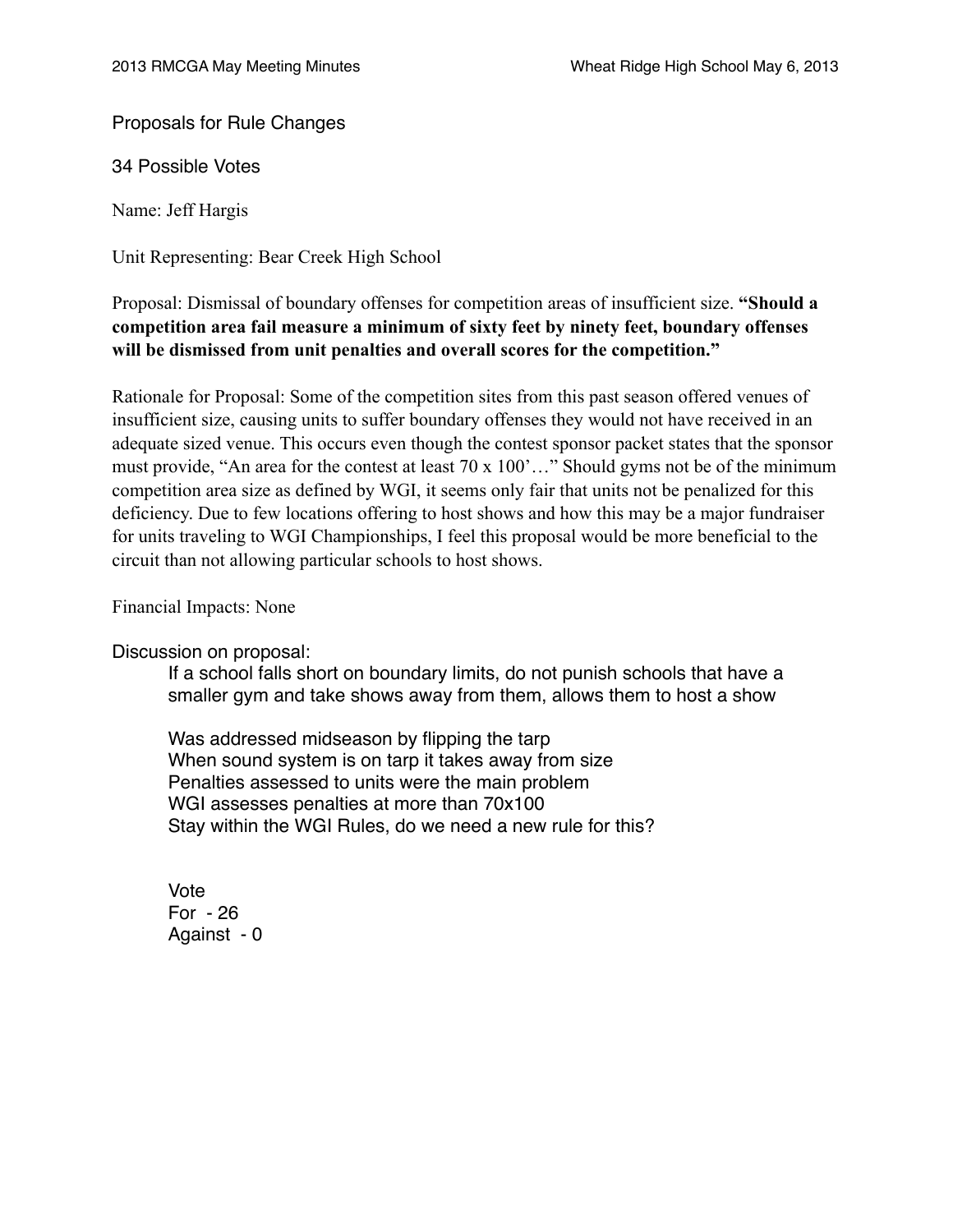Proposals for Rule Changes

34 Possible Votes

Name: Jeff Hargis

Unit Representing: Bear Creek High School

Proposal: Dismissal of boundary offenses for competition areas of insufficient size. **"Should a competition area fail measure a minimum of sixty feet by ninety feet, boundary offenses will be dismissed from unit penalties and overall scores for the competition."**

Rationale for Proposal: Some of the competition sites from this past season offered venues of insufficient size, causing units to suffer boundary offenses they would not have received in an adequate sized venue. This occurs even though the contest sponsor packet states that the sponsor must provide, "An area for the contest at least 70 x 100'…" Should gyms not be of the minimum competition area size as defined by WGI, it seems only fair that units not be penalized for this deficiency. Due to few locations offering to host shows and how this may be a major fundraiser for units traveling to WGI Championships, I feel this proposal would be more beneficial to the circuit than not allowing particular schools to host shows.

Financial Impacts: None

Discussion on proposal:

If a school falls short on boundary limits, do not punish schools that have a smaller gym and take shows away from them, allows them to host a show

Was addressed midseason by flipping the tarp
When sound system is on tarp it takes away from size
Penalties assessed to units were the main problem
WGI assesses penalties at more than 70x100
Stay within the WGI Rules, do we need a new rule for this?

Vote
For - 26
Against - 0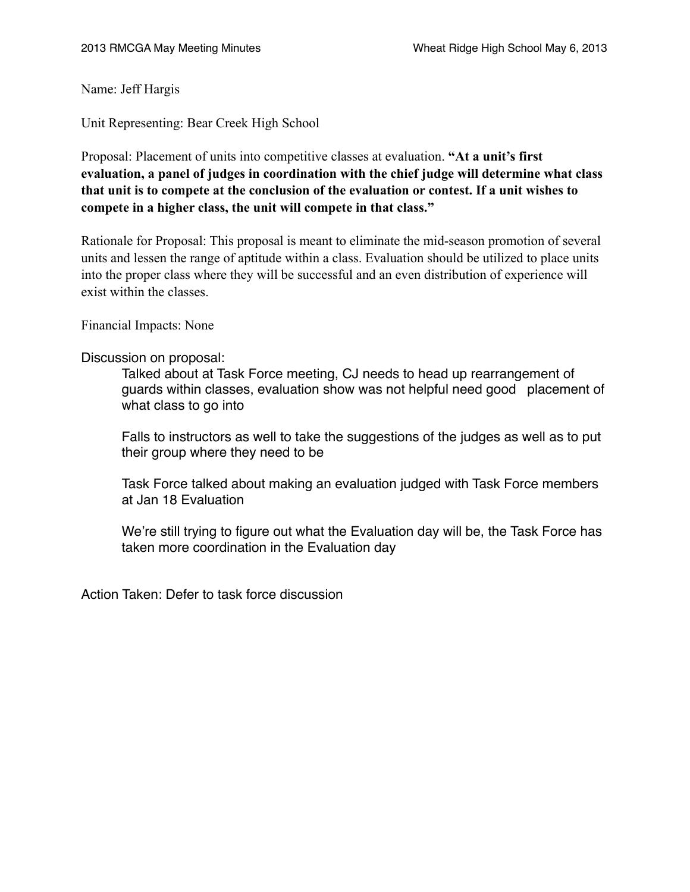Name: Jeff Hargis

Unit Representing: Bear Creek High School

Proposal: Placement of units into competitive classes at evaluation. **"At a unit's first evaluation, a panel of judges in coordination with the chief judge will determine what class that unit is to compete at the conclusion of the evaluation or contest. If a unit wishes to compete in a higher class, the unit will compete in that class."**

Rationale for Proposal: This proposal is meant to eliminate the mid-season promotion of several units and lessen the range of aptitude within a class. Evaluation should be utilized to place units into the proper class where they will be successful and an even distribution of experience will exist within the classes.

Financial Impacts: None

Discussion on proposal:

> Talked about at Task Force meeting, CJ needs to head up rearrangement of guards within classes, evaluation show was not helpful need good placement of what class to go into
>
> Falls to instructors as well to take the suggestions of the judges as well as to put their group where they need to be
>
> Task Force talked about making an evaluation judged with Task Force members at Jan 18 Evaluation
>
> We're still trying to figure out what the Evaluation day will be, the Task Force has taken more coordination in the Evaluation day

Action Taken: Defer to task force discussion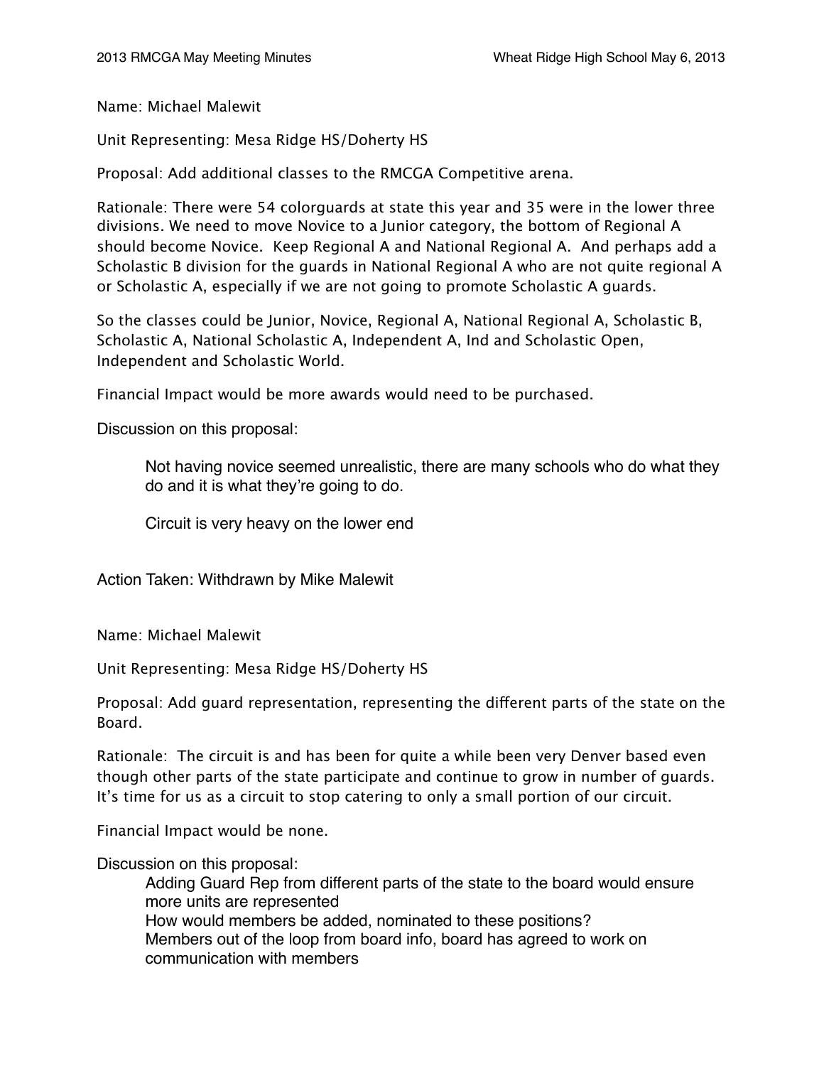Name: Michael Malewit

Unit Representing: Mesa Ridge HS/Doherty HS

Proposal: Add additional classes to the RMCGA Competitive arena.

Rationale: There were 54 colorguards at state this year and 35 were in the lower three divisions. We need to move Novice to a Junior category, the bottom of Regional A should become Novice. Keep Regional A and National Regional A. And perhaps add a Scholastic B division for the guards in National Regional A who are not quite regional A or Scholastic A, especially if we are not going to promote Scholastic A guards.

So the classes could be Junior, Novice, Regional A, National Regional A, Scholastic B, Scholastic A, National Scholastic A, Independent A, Ind and Scholastic Open, Independent and Scholastic World.

Financial Impact would be more awards would need to be purchased.

Discussion on this proposal:

> Not having novice seemed unrealistic, there are many schools who do what they do and it is what they're going to do.
>
> Circuit is very heavy on the lower end

Action Taken: Withdrawn by Mike Malewit

Name: Michael Malewit

Unit Representing: Mesa Ridge HS/Doherty HS

Proposal: Add guard representation, representing the different parts of the state on the Board.

Rationale: The circuit is and has been for quite a while been very Denver based even though other parts of the state participate and continue to grow in number of guards. It's time for us as a circuit to stop catering to only a small portion of our circuit.

Financial Impact would be none.

Discussion on this proposal:

> Adding Guard Rep from different parts of the state to the board would ensure more units are represented
> How would members be added, nominated to these positions?
> Members out of the loop from board info, board has agreed to work on communication with members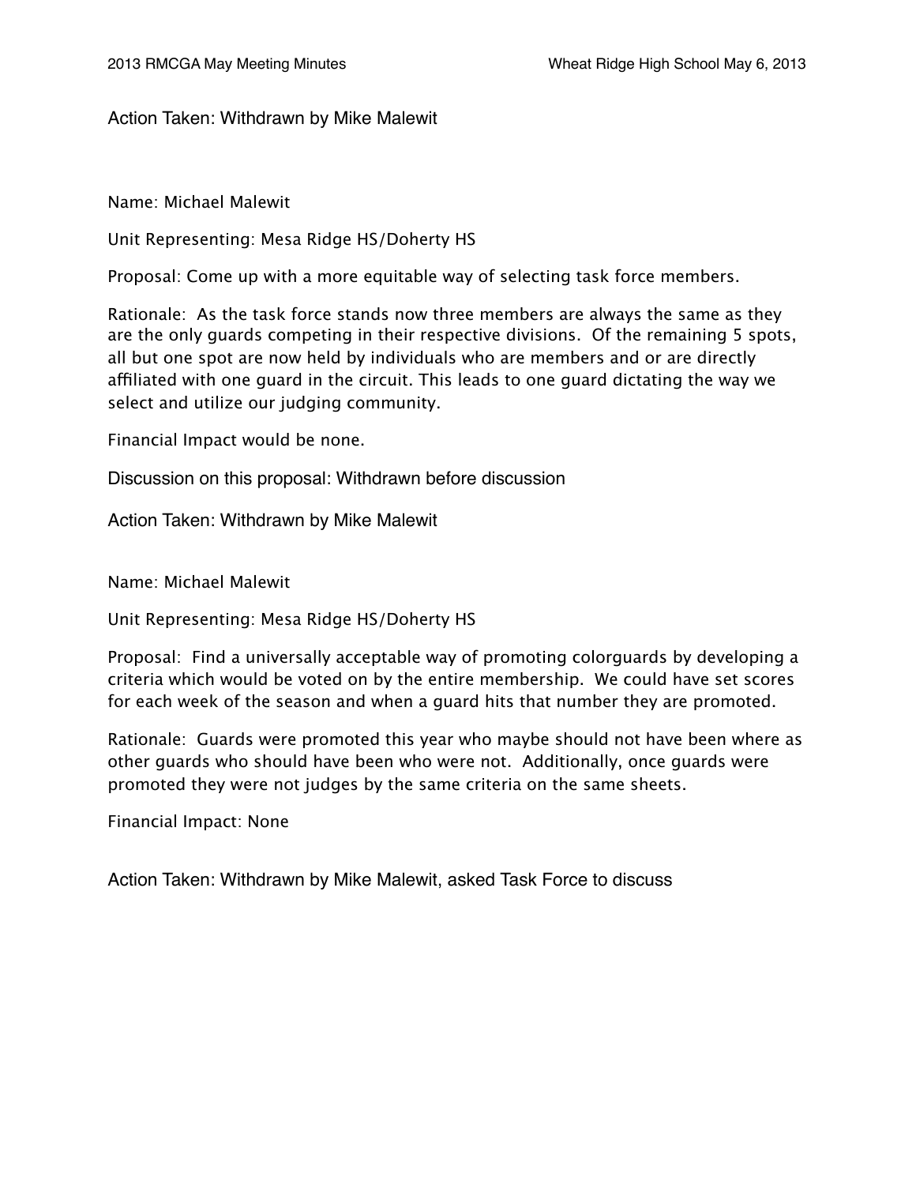Action Taken: Withdrawn by Mike Malewit

Name: Michael Malewit

Unit Representing: Mesa Ridge HS/Doherty HS

Proposal: Come up with a more equitable way of selecting task force members.

Rationale: As the task force stands now three members are always the same as they are the only guards competing in their respective divisions. Of the remaining 5 spots, all but one spot are now held by individuals who are members and or are directly affiliated with one guard in the circuit. This leads to one guard dictating the way we select and utilize our judging community.

Financial Impact would be none.

Discussion on this proposal: Withdrawn before discussion

Action Taken: Withdrawn by Mike Malewit

Name: Michael Malewit

Unit Representing: Mesa Ridge HS/Doherty HS

Proposal: Find a universally acceptable way of promoting colorguards by developing a criteria which would be voted on by the entire membership. We could have set scores for each week of the season and when a guard hits that number they are promoted.

Rationale: Guards were promoted this year who maybe should not have been where as other guards who should have been who were not. Additionally, once guards were promoted they were not judges by the same criteria on the same sheets.

Financial Impact: None

Action Taken: Withdrawn by Mike Malewit, asked Task Force to discuss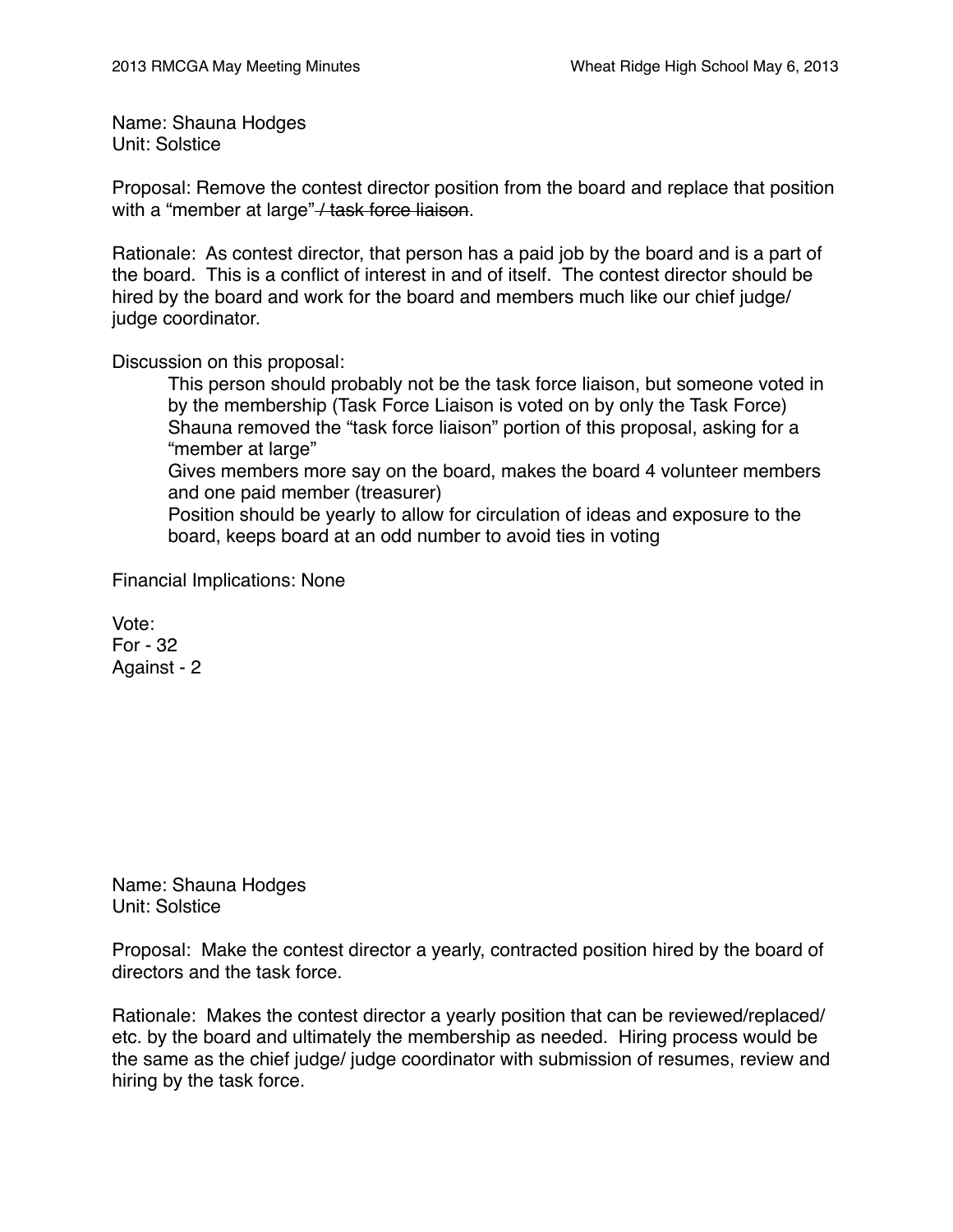Name: Shauna Hodges
Unit: Solstice

Proposal: Remove the contest director position from the board and replace that position with a "member at large"~~/ task force liaison~~.

Rationale: As contest director, that person has a paid job by the board and is a part of the board. This is a conflict of interest in and of itself. The contest director should be hired by the board and work for the board and members much like our chief judge/ judge coordinator.

Discussion on this proposal:

- This person should probably not be the task force liaison, but someone voted in by the membership (Task Force Liaison is voted on by only the Task Force)
- Shauna removed the "task force liaison" portion of this proposal, asking for a "member at large"
- Gives members more say on the board, makes the board 4 volunteer members and one paid member (treasurer)
- Position should be yearly to allow for circulation of ideas and exposure to the board, keeps board at an odd number to avoid ties in voting

Financial Implications: None

Vote:
For - 32
Against - 2

Name: Shauna Hodges
Unit: Solstice

Proposal: Make the contest director a yearly, contracted position hired by the board of directors and the task force.

Rationale: Makes the contest director a yearly position that can be reviewed/replaced/ etc. by the board and ultimately the membership as needed. Hiring process would be the same as the chief judge/ judge coordinator with submission of resumes, review and hiring by the task force.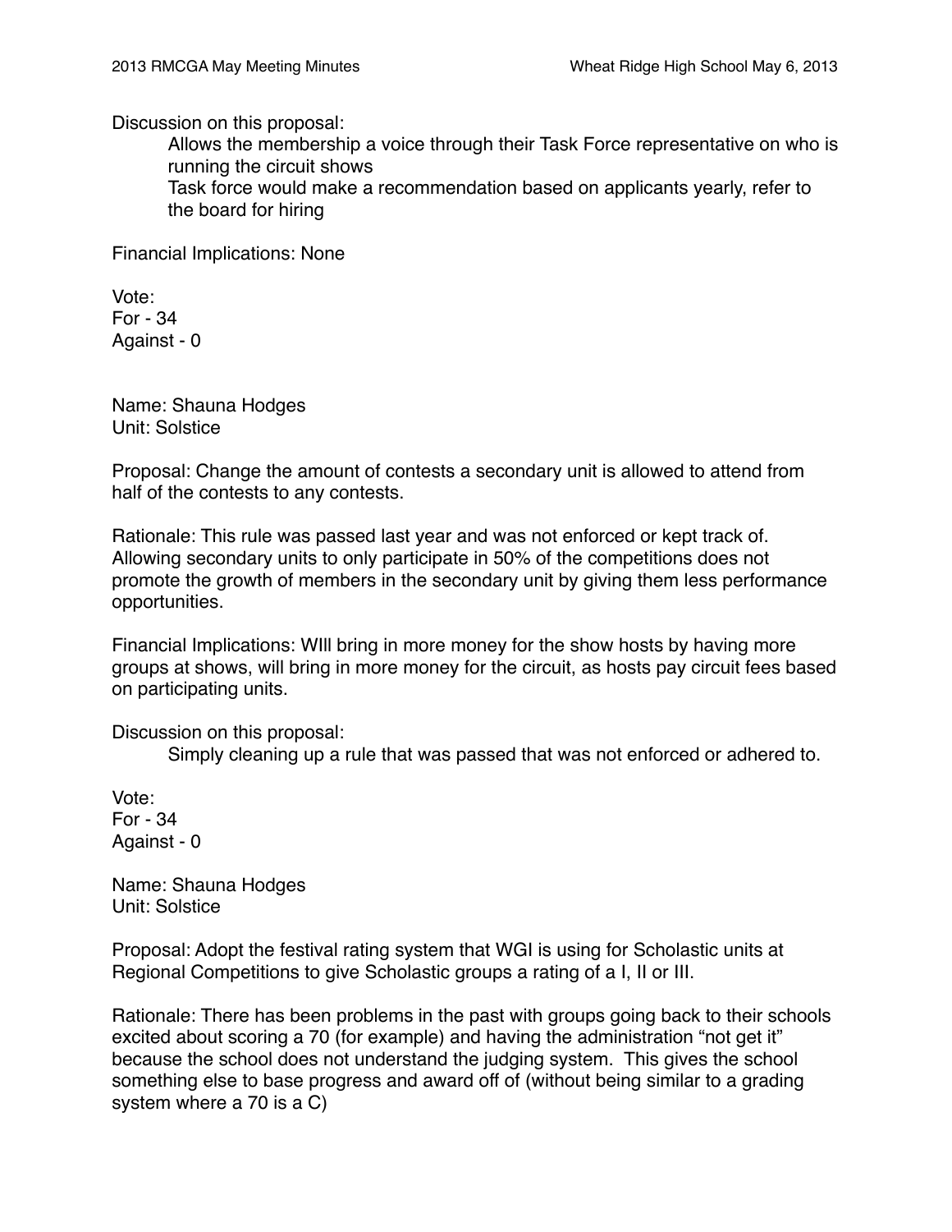Discussion on this proposal:

> Allows the membership a voice through their Task Force representative on who is running the circuit shows
> Task force would make a recommendation based on applicants yearly, refer to the board for hiring

Financial Implications: None

Vote:
For - 34
Against - 0

Name: Shauna Hodges
Unit: Solstice

Proposal: Change the amount of contests a secondary unit is allowed to attend from half of the contests to any contests.

Rationale: This rule was passed last year and was not enforced or kept track of. Allowing secondary units to only participate in 50% of the competitions does not promote the growth of members in the secondary unit by giving them less performance opportunities.

Financial Implications: WIll bring in more money for the show hosts by having more groups at shows, will bring in more money for the circuit, as hosts pay circuit fees based on participating units.

Discussion on this proposal:

> Simply cleaning up a rule that was passed that was not enforced or adhered to.

Vote:
For - 34
Against - 0

Name: Shauna Hodges
Unit: Solstice

Proposal: Adopt the festival rating system that WGI is using for Scholastic units at Regional Competitions to give Scholastic groups a rating of a I, II or III.

Rationale: There has been problems in the past with groups going back to their schools excited about scoring a 70 (for example) and having the administration "not get it" because the school does not understand the judging system. This gives the school something else to base progress and award off of (without being similar to a grading system where a 70 is a C)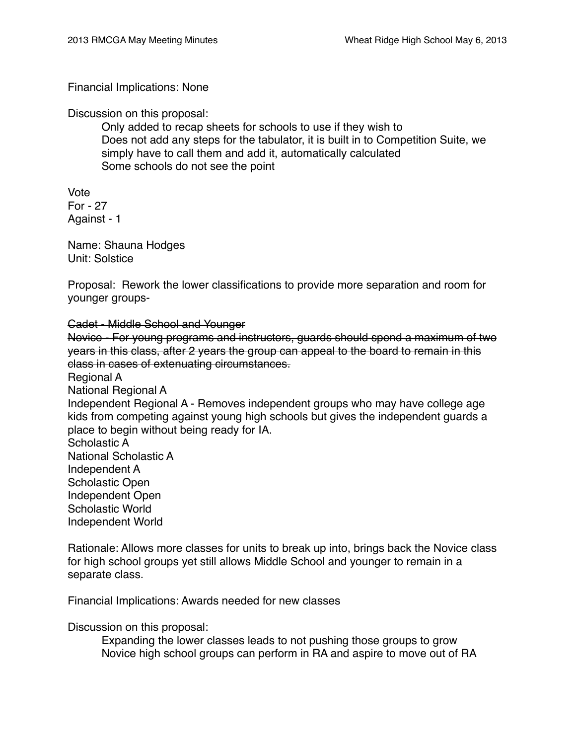Financial Implications: None

Discussion on this proposal:

- Only added to recap sheets for schools to use if they wish to
- Does not add any steps for the tabulator, it is built in to Competition Suite, we simply have to call them and add it, automatically calculated
- Some schools do not see the point

Vote
For - 27
Against - 1

Name: Shauna Hodges
Unit: Solstice

Proposal: Rework the lower classifications to provide more separation and room for younger groups-

~~Cadet - Middle School and Younger~~
~~Novice - For young programs and instructors, guards should spend a maximum of two years in this class, after 2 years the group can appeal to the board to remain in this class in cases of extenuating circumstances.~~
Regional A
National Regional A
Independent Regional A - Removes independent groups who may have college age kids from competing against young high schools but gives the independent guards a place to begin without being ready for IA.
Scholastic A
National Scholastic A
Independent A
Scholastic Open
Independent Open
Scholastic World
Independent World

Rationale: Allows more classes for units to break up into, brings back the Novice class for high school groups yet still allows Middle School and younger to remain in a separate class.

Financial Implications: Awards needed for new classes

Discussion on this proposal:

- Expanding the lower classes leads to not pushing those groups to grow
- Novice high school groups can perform in RA and aspire to move out of RA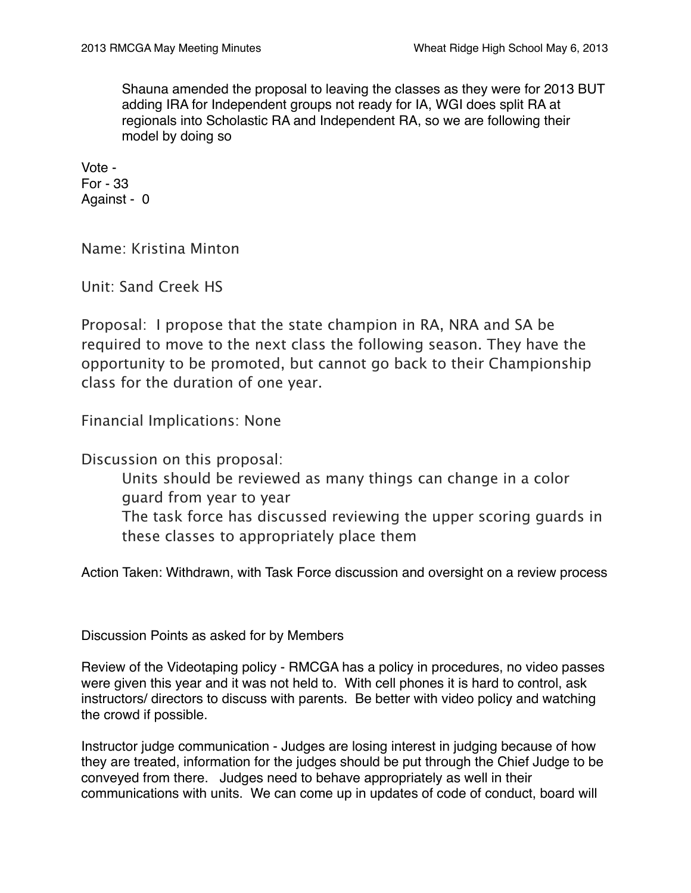Shauna amended the proposal to leaving the classes as they were for 2013 BUT adding IRA for Independent groups not ready for IA, WGI does split RA at regionals into Scholastic RA and Independent RA, so we are following their model by doing so

Vote -
For - 33
Against - 0

Name: Kristina Minton

Unit: Sand Creek HS

Proposal: I propose that the state champion in RA, NRA and SA be required to move to the next class the following season. They have the opportunity to be promoted, but cannot go back to their Championship class for the duration of one year.

Financial Implications: None

Discussion on this proposal:

- Units should be reviewed as many things can change in a color guard from year to year
- The task force has discussed reviewing the upper scoring guards in these classes to appropriately place them

Action Taken: Withdrawn, with Task Force discussion and oversight on a review process

Discussion Points as asked for by Members

Review of the Videotaping policy - RMCGA has a policy in procedures, no video passes were given this year and it was not held to. With cell phones it is hard to control, ask instructors/ directors to discuss with parents. Be better with video policy and watching the crowd if possible.

Instructor judge communication - Judges are losing interest in judging because of how they are treated, information for the judges should be put through the Chief Judge to be conveyed from there. Judges need to behave appropriately as well in their communications with units. We can come up in updates of code of conduct, board will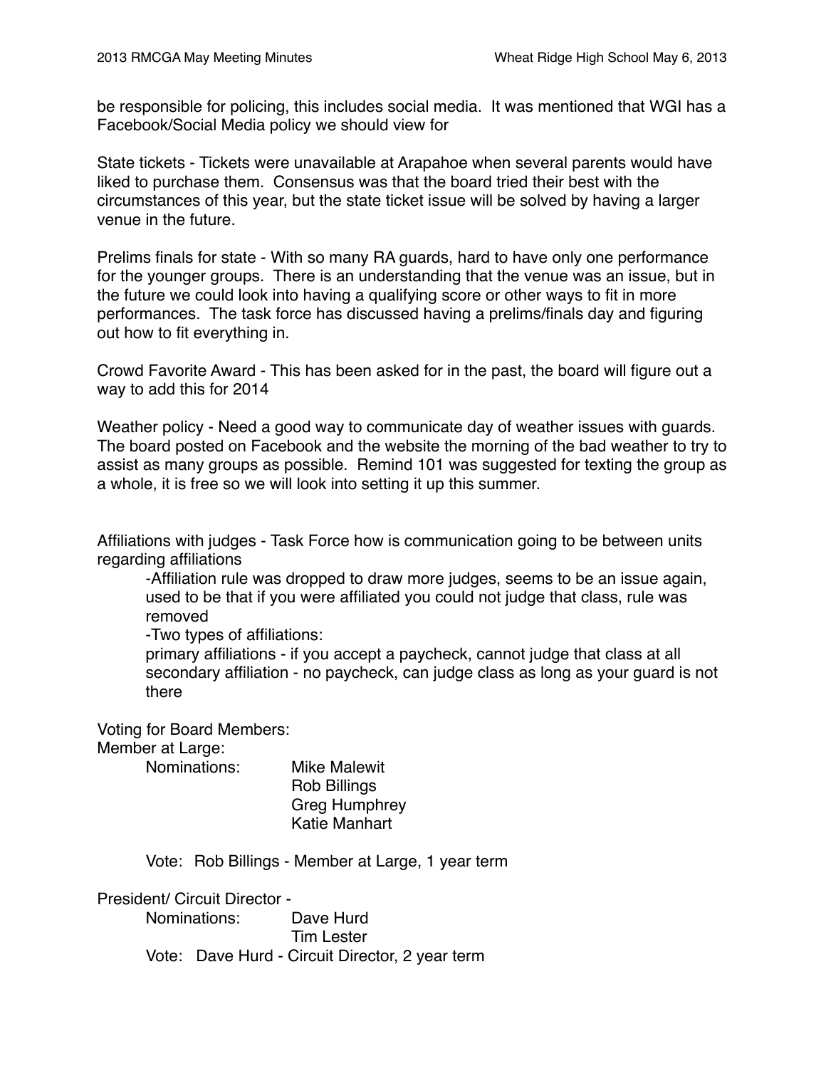be responsible for policing, this includes social media. It was mentioned that WGI has a Facebook/Social Media policy we should view for

State tickets - Tickets were unavailable at Arapahoe when several parents would have liked to purchase them. Consensus was that the board tried their best with the circumstances of this year, but the state ticket issue will be solved by having a larger venue in the future.

Prelims finals for state - With so many RA guards, hard to have only one performance for the younger groups. There is an understanding that the venue was an issue, but in the future we could look into having a qualifying score or other ways to fit in more performances. The task force has discussed having a prelims/finals day and figuring out how to fit everything in.

Crowd Favorite Award - This has been asked for in the past, the board will figure out a way to add this for 2014

Weather policy - Need a good way to communicate day of weather issues with guards. The board posted on Facebook and the website the morning of the bad weather to try to assist as many groups as possible. Remind 101 was suggested for texting the group as a whole, it is free so we will look into setting it up this summer.

Affiliations with judges - Task Force how is communication going to be between units regarding affiliations

> -Affiliation rule was dropped to draw more judges, seems to be an issue again, used to be that if you were affiliated you could not judge that class, rule was removed
>
> -Two types of affiliations:
>
> primary affiliations - if you accept a paycheck, cannot judge that class at all
>
> secondary affiliation - no paycheck, can judge class as long as your guard is not there

Voting for Board Members:

Member at Large:

> Nominations: Mike Malewit
> Rob Billings
> Greg Humphrey
> Katie Manhart
>
> Vote: Rob Billings - Member at Large, 1 year term

President/ Circuit Director -

> Nominations: Dave Hurd
> Tim Lester
>
> Vote: Dave Hurd - Circuit Director, 2 year term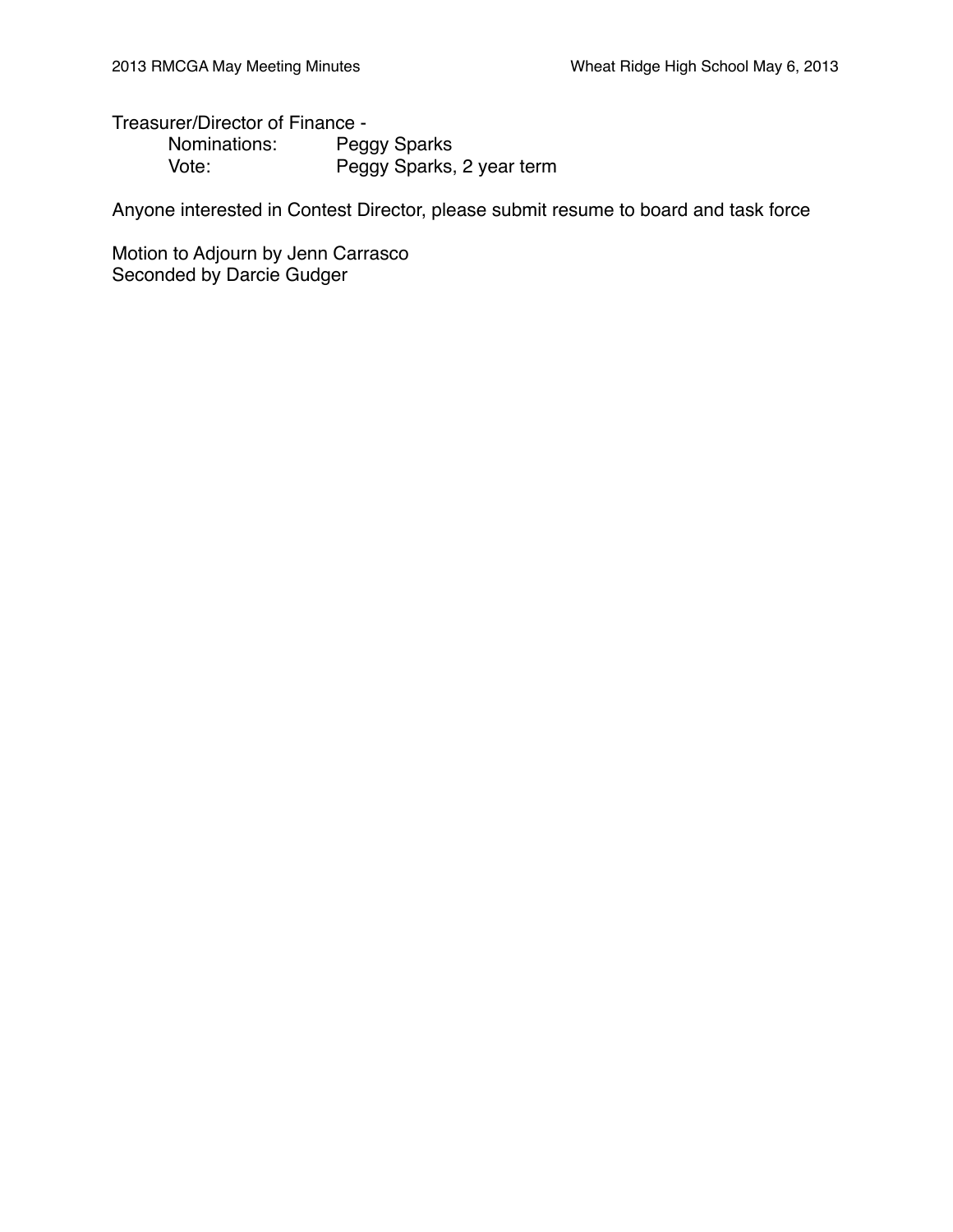Treasurer/Director of Finance -

| | |
|---|---|
| Nominations: | Peggy Sparks |
| Vote: | Peggy Sparks, 2 year term |

Anyone interested in Contest Director, please submit resume to board and task force

Motion to Adjourn by Jenn Carrasco
Seconded by Darcie Gudger